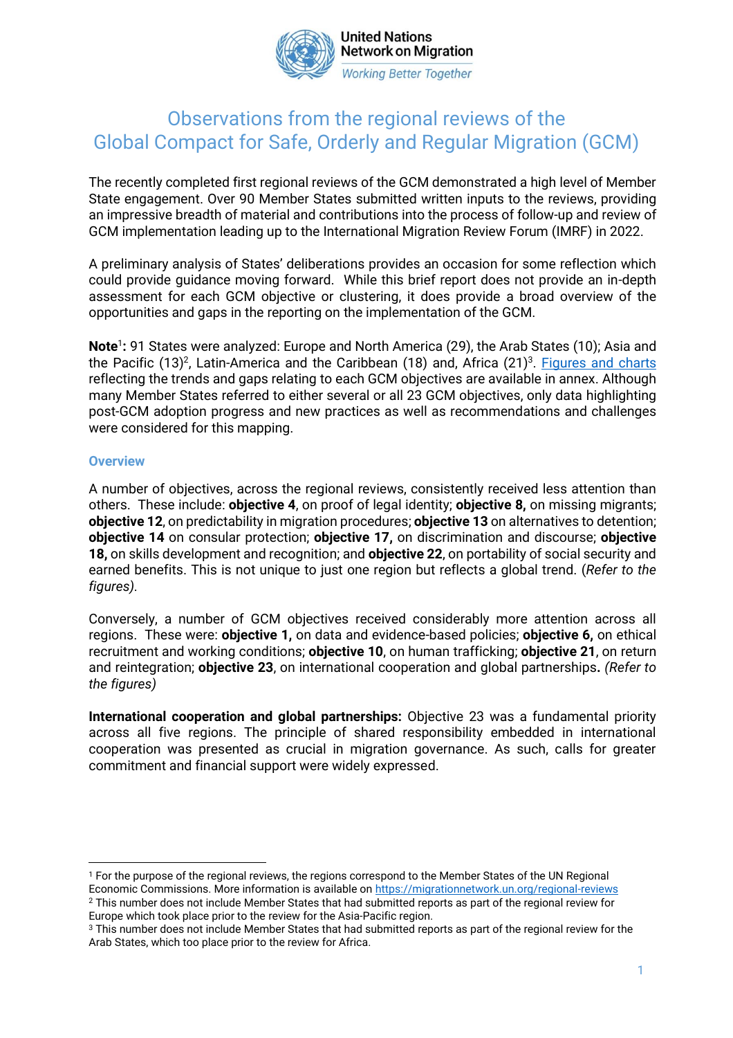United Nations Network on Migration
*Working Better Together*

# Observations from the regional reviews of the Global Compact for Safe, Orderly and Regular Migration (GCM)

The recently completed first regional reviews of the GCM demonstrated a high level of Member State engagement. Over 90 Member States submitted written inputs to the reviews, providing an impressive breadth of material and contributions into the process of follow-up and review of GCM implementation leading up to the International Migration Review Forum (IMRF) in 2022.

A preliminary analysis of States' deliberations provides an occasion for some reflection which could provide guidance moving forward. While this brief report does not provide an in-depth assessment for each GCM objective or clustering, it does provide a broad overview of the opportunities and gaps in the reporting on the implementation of the GCM.

**Note**[1]**:** 91 States were analyzed: Europe and North America (29), the Arab States (10); Asia and the Pacific (13)[2], Latin-America and the Caribbean (18) and, Africa (21)[3]. [Figures and charts] reflecting the trends and gaps relating to each GCM objectives are available in annex. Although many Member States referred to either several or all 23 GCM objectives, only data highlighting post-GCM adoption progress and new practices as well as recommendations and challenges were considered for this mapping.

### Overview

A number of objectives, across the regional reviews, consistently received less attention than others. These include: **objective 4**, on proof of legal identity; **objective 8,** on missing migrants; **objective 12**, on predictability in migration procedures; **objective 13** on alternatives to detention; **objective 14** on consular protection; **objective 17,** on discrimination and discourse; **objective 18,** on skills development and recognition; and **objective 22**, on portability of social security and earned benefits. This is not unique to just one region but reflects a global trend. (*Refer to the figures).*

Conversely, a number of GCM objectives received considerably more attention across all regions. These were: **objective 1,** on data and evidence-based policies; **objective 6,** on ethical recruitment and working conditions; **objective 10**, on human trafficking; **objective 21**, on return and reintegration; **objective 23**, on international cooperation and global partnerships**.** *(Refer to the figures)*

**International cooperation and global partnerships:** Objective 23 was a fundamental priority across all five regions. The principle of shared responsibility embedded in international cooperation was presented as crucial in migration governance. As such, calls for greater commitment and financial support were widely expressed.

---

[1] For the purpose of the regional reviews, the regions correspond to the Member States of the UN Regional Economic Commissions. More information is available on https://migrationnetwork.un.org/regional-reviews

[2] This number does not include Member States that had submitted reports as part of the regional review for Europe which took place prior to the review for the Asia-Pacific region.

[3] This number does not include Member States that had submitted reports as part of the regional review for the Arab States, which too place prior to the review for Africa.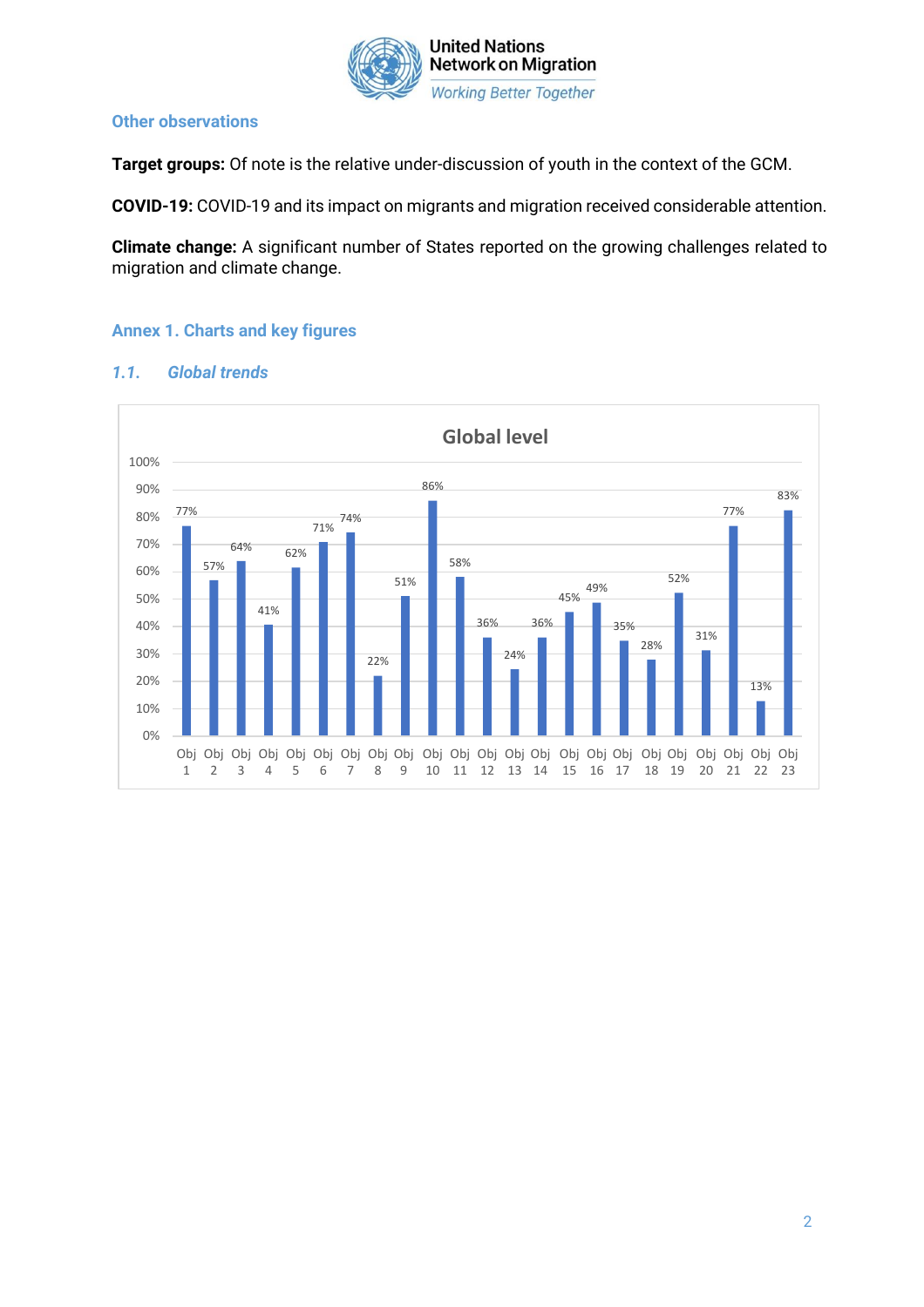### Other observations

**Target groups:** Of note is the relative under-discussion of youth in the context of the GCM.

**COVID-19:** COVID-19 and its impact on migrants and migration received considerable attention.

**Climate change:** A significant number of States reported on the growing challenges related to migration and climate change.

## Annex 1. Charts and key figures

### *1.1. Global trends*

**Global level**

| Objective | % |
|---|---|
| Obj 1 | 77% |
| Obj 2 | 57% |
| Obj 3 | 64% |
| Obj 4 | 41% |
| Obj 5 | 62% |
| Obj 6 | 71% |
| Obj 7 | 74% |
| Obj 8 | 22% |
| Obj 9 | 51% |
| Obj 10 | 86% |
| Obj 11 | 58% |
| Obj 12 | 36% |
| Obj 13 | 24% |
| Obj 14 | 36% |
| Obj 15 | 45% |
| Obj 16 | 49% |
| Obj 17 | 35% |
| Obj 18 | 28% |
| Obj 19 | 52% |
| Obj 20 | 31% |
| Obj 21 | 77% |
| Obj 22 | 13% |
| Obj 23 | 83% |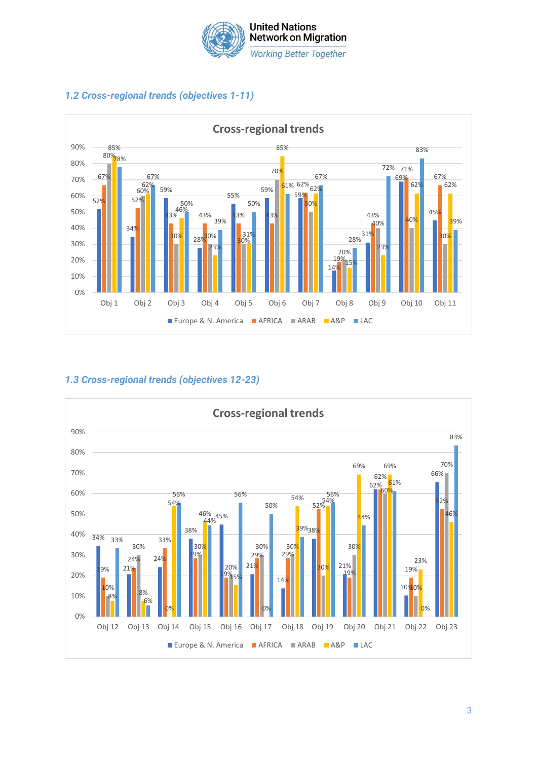### *1.2 Cross-regional trends (objectives 1-11)*

**Cross-regional trends**

| | Europe & N. America | AFRICA | ARAB | A&P | LAC |
|---|---|---|---|---|---|
| Obj 1 | 52% | 67% | 80% | 85% | 78% |
| Obj 2 | 34% | 52% | 60% | 62% | 67% |
| Obj 3 | 59% | 43% | 30% | 46% | 50% |
| Obj 4 | 28% | 43% | 30% | 23% | 39% |
| Obj 5 | 55% | 43% | 30% | 31% | 50% |
| Obj 6 | 59% | 43% | 70% | 85% | 61% |
| Obj 7 | 59% | 62% | 50% | 62% | 67% |
| Obj 8 | 14% | 19% | 20% | 15% | 28% |
| Obj 9 | 31% | 43% | 40% | 23% | 72% |
| Obj 10 | 69% | 71% | 40% | 62% | 83% |
| Obj 11 | 45% | 67% | 30% | 62% | 39% |

### *1.3 Cross-regional trends (objectives 12-23)*

**Cross-regional trends**

| | Europe & N. America | AFRICA | ARAB | A&P | LAC |
|---|---|---|---|---|---|
| Obj 12 | 34% | 19% | 10% | 8% | 33% |
| Obj 13 | 21% | 24% | 30% | 8% | 6% |
| Obj 14 | 24% | 33% | 0% | 54% | 56% |
| Obj 15 | 38% | 29% | 30% | 46% | 44% |
| Obj 16 | 45% | 19% | 20% | 15% | 56% |
| Obj 17 | 21% | 29% | 30% | 0% | 50% |
| Obj 18 | 14% | 29% | 30% | 54% | 39% |
| Obj 19 | 38% | 52% | 20% | 54% | 56% |
| Obj 20 | 21% | 19% | 30% | 69% | 44% |
| Obj 21 | 62% | 62% | 60% | 69% | 61% |
| Obj 22 | 10% | 19% | 10% | 23% | 0% |
| Obj 23 | 66% | 52% | 70% | 46% | 83% |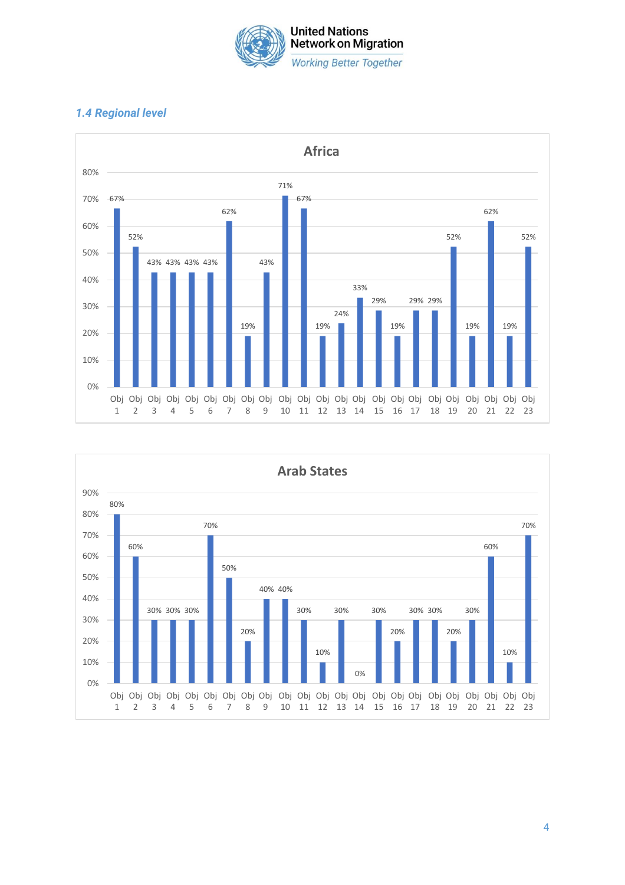### 1.4 Regional level

**Africa**

| Objective | Percentage |
|---|---|
| Obj 1 | 67% |
| Obj 2 | 52% |
| Obj 3 | 43% |
| Obj 4 | 43% |
| Obj 5 | 43% |
| Obj 6 | 43% |
| Obj 7 | 62% |
| Obj 8 | 19% |
| Obj 9 | 43% |
| Obj 10 | 71% |
| Obj 11 | 67% |
| Obj 12 | 19% |
| Obj 13 | 24% |
| Obj 14 | 33% |
| Obj 15 | 29% |
| Obj 16 | 19% |
| Obj 17 | 29% |
| Obj 18 | 29% |
| Obj 19 | 52% |
| Obj 20 | 19% |
| Obj 21 | 62% |
| Obj 22 | 19% |
| Obj 23 | 52% |

**Arab States**

| Objective | Percentage |
|---|---|
| Obj 1 | 80% |
| Obj 2 | 60% |
| Obj 3 | 30% |
| Obj 4 | 30% |
| Obj 5 | 30% |
| Obj 6 | 70% |
| Obj 7 | 50% |
| Obj 8 | 20% |
| Obj 9 | 40% |
| Obj 10 | 40% |
| Obj 11 | 30% |
| Obj 12 | 10% |
| Obj 13 | 30% |
| Obj 14 | 0% |
| Obj 15 | 30% |
| Obj 16 | 20% |
| Obj 17 | 30% |
| Obj 18 | 30% |
| Obj 19 | 20% |
| Obj 20 | 30% |
| Obj 21 | 60% |
| Obj 22 | 10% |
| Obj 23 | 70% |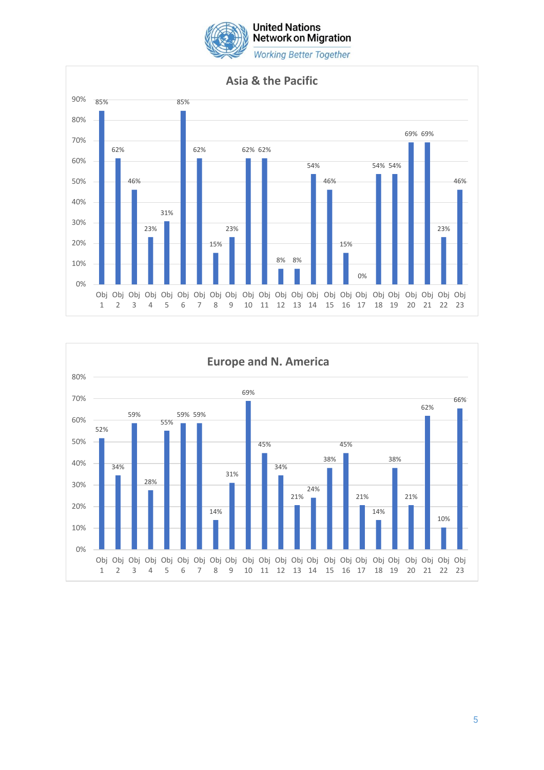United Nations Network on Migration
*Working Better Together*

## Asia & the Pacific

| Objective | Value |
|---|---|
| Obj 1 | 85% |
| Obj 2 | 62% |
| Obj 3 | 46% |
| Obj 4 | 23% |
| Obj 5 | 31% |
| Obj 6 | 85% |
| Obj 7 | 62% |
| Obj 8 | 15% |
| Obj 9 | 23% |
| Obj 10 | 62% |
| Obj 11 | 62% |
| Obj 12 | 8% |
| Obj 13 | 8% |
| Obj 14 | 54% |
| Obj 15 | 46% |
| Obj 16 | 15% |
| Obj 17 | 0% |
| Obj 18 | 54% |
| Obj 19 | 54% |
| Obj 20 | 69% |
| Obj 21 | 69% |
| Obj 22 | 23% |
| Obj 23 | 46% |

## Europe and N. America

| Objective | Value |
|---|---|
| Obj 1 | 52% |
| Obj 2 | 34% |
| Obj 3 | 59% |
| Obj 4 | 28% |
| Obj 5 | 55% |
| Obj 6 | 59% |
| Obj 7 | 59% |
| Obj 8 | 14% |
| Obj 9 | 31% |
| Obj 10 | 69% |
| Obj 11 | 45% |
| Obj 12 | 34% |
| Obj 13 | 21% |
| Obj 14 | 24% |
| Obj 15 | 38% |
| Obj 16 | 45% |
| Obj 17 | 21% |
| Obj 18 | 14% |
| Obj 19 | 38% |
| Obj 20 | 21% |
| Obj 21 | 62% |
| Obj 22 | 10% |
| Obj 23 | 66% |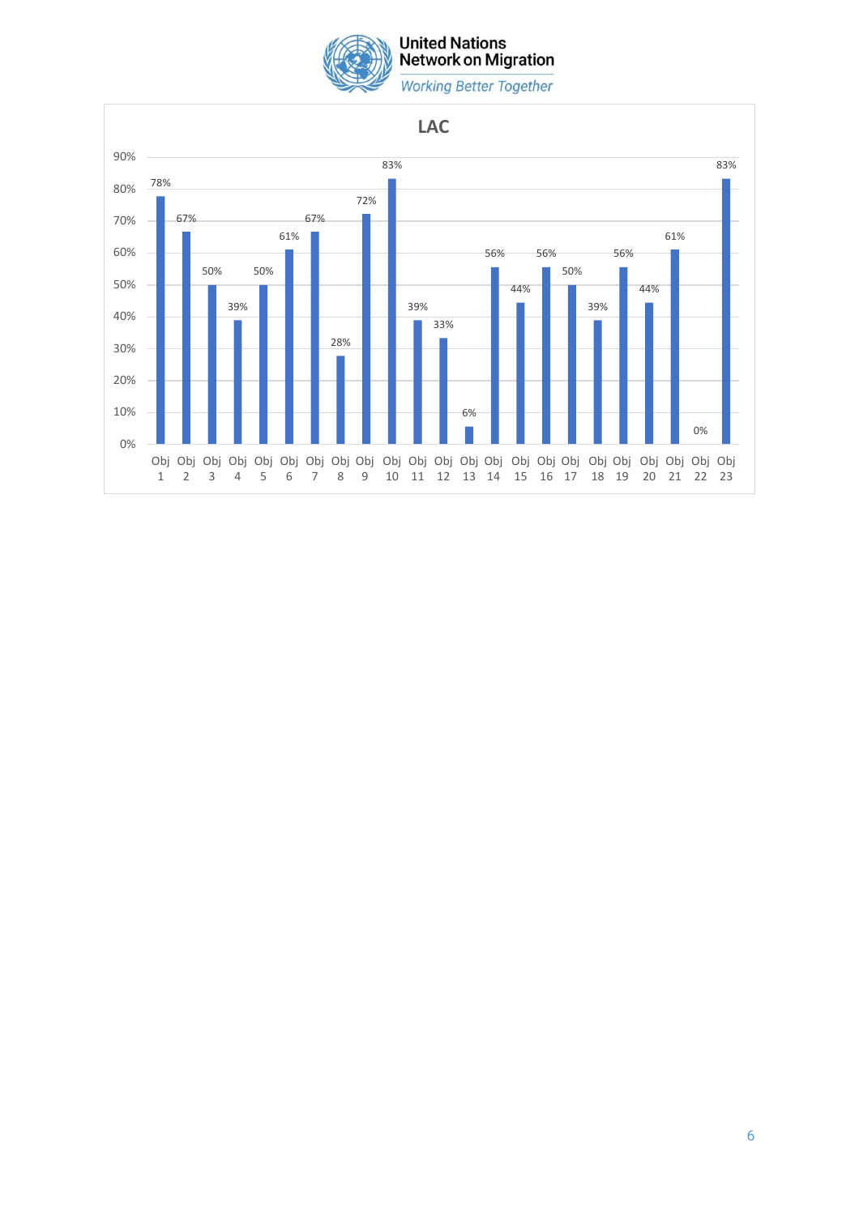United Nations
Network on Migration
*Working Better Together*

LAC

90%
80%
70%
60%
50%
40%
30%
20%
10%
0%

78%
67%
50%
39%
50%
61%
67%
28%
72%
83%
39%
33%
6%
56%
44%
56%
50%
39%
56%
44%
61%
0%
83%

Obj 1
Obj 2
Obj 3
Obj 4
Obj 5
Obj 6
Obj 7
Obj 8
Obj 9
Obj 10
Obj 11
Obj 12
Obj 13
Obj 14
Obj 15
Obj 16
Obj 17
Obj 18
Obj 19
Obj 20
Obj 21
Obj 22
Obj 23